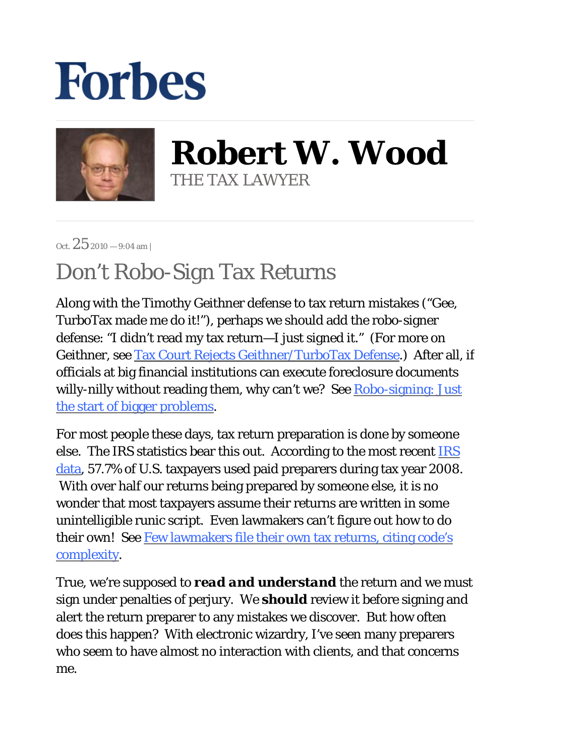# Forbes

## Robert W. Wood

THE TAX LAWYER

Oct. 25 2010 — 9:04 am |

# Don't Robo-Sign Tax Returns

Along with the Timothy Geithner defense to tax return mistakes ("Gee, TurboTax made me do it!"), perhaps we should add the robo-signer defense: "I didn't read my tax return—I just signed it." (For more on Geithner, see Tax Court Rejects Geithner/TurboTax Defense.) After all, if officials at big financial institutions can execute foreclosure documents willy-nilly without reading them, why can't we? See Robo-signing: Just the start of bigger problems.

For most people these days, tax return preparation is done by someone else. The IRS statistics bear this out. According to the most recent IRS data, 57.7% of U.S. taxpayers used paid preparers during tax year 2008. With over half our returns being prepared by someone else, it is no wonder that most taxpayers assume their returns are written in some unintelligible runic script. Even lawmakers can't figure out how to do their own! See Few lawmakers file their own tax returns, citing code's complexity.

True, we're supposed to ***read and understand*** the return and we must sign under penalties of perjury. We **should** review it before signing and alert the return preparer to any mistakes we discover. But how often does this happen? With electronic wizardry, I've seen many preparers who seem to have almost no interaction with clients, and that concerns me.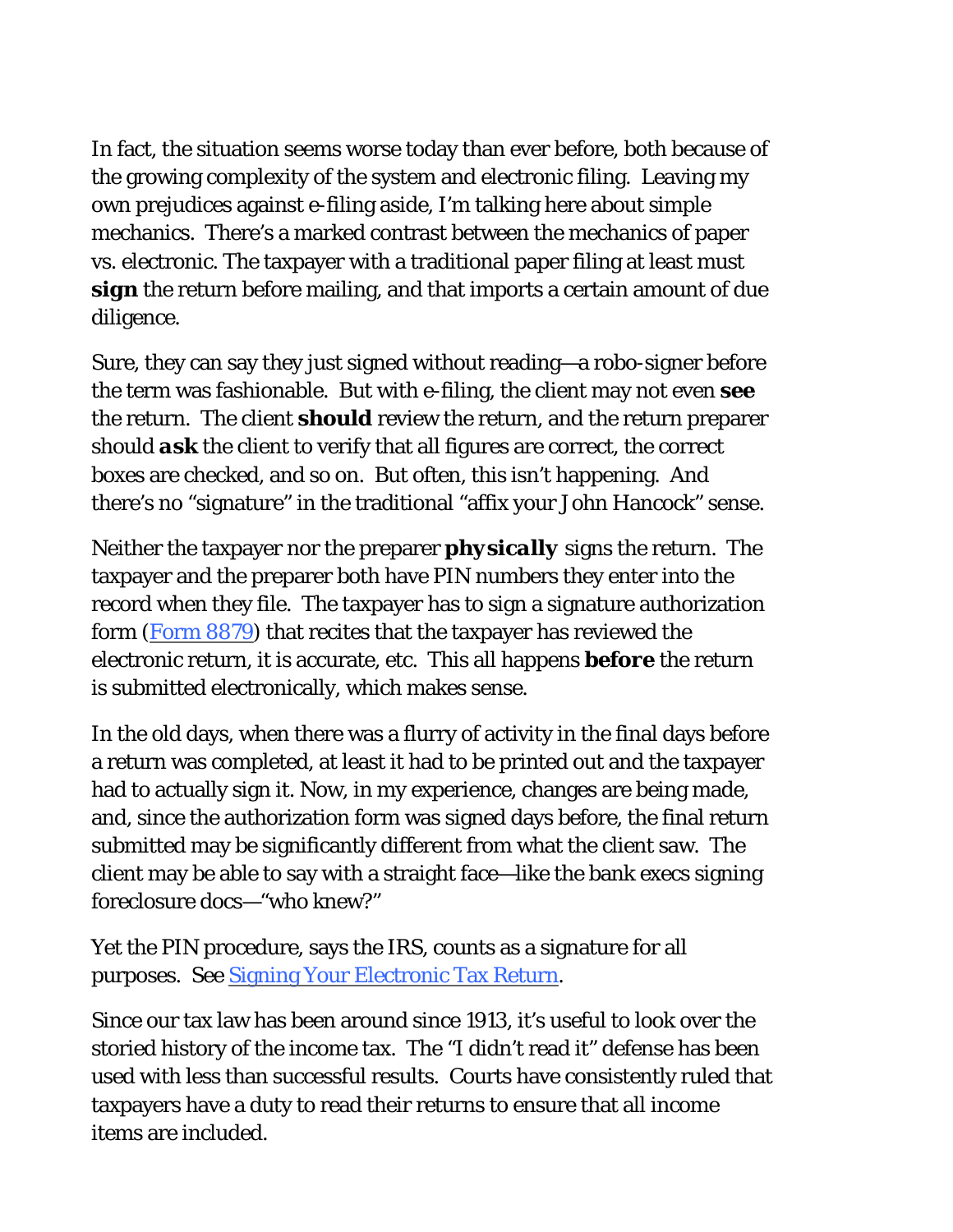In fact, the situation seems worse today than ever before, both because of the growing complexity of the system and electronic filing. Leaving my own prejudices against e-filing aside, I'm talking here about simple mechanics. There's a marked contrast between the mechanics of paper vs. electronic. The taxpayer with a traditional paper filing at least must **sign** the return before mailing, and that imports a certain amount of due diligence.

Sure, they can say they just signed without reading—a robo-signer before the term was fashionable. But with e-filing, the client may not even **see** the return. The client **should** review the return, and the return preparer should ***ask*** the client to verify that all figures are correct, the correct boxes are checked, and so on. But often, this isn't happening. And there's no "signature" in the traditional "affix your John Hancock" sense.

Neither the taxpayer nor the preparer ***physically*** signs the return. The taxpayer and the preparer both have PIN numbers they enter into the record when they file. The taxpayer has to sign a signature authorization form ([Form 8879]) that recites that the taxpayer has reviewed the electronic return, it is accurate, etc. This all happens **before** the return is submitted electronically, which makes sense.

In the old days, when there was a flurry of activity in the final days before a return was completed, at least it had to be printed out and the taxpayer had to actually sign it. Now, in my experience, changes are being made, and, since the authorization form was signed days before, the final return submitted may be significantly different from what the client saw. The client may be able to say with a straight face—like the bank execs signing foreclosure docs—"who knew?"

Yet the PIN procedure, says the IRS, counts as a signature for all purposes. See [Signing Your Electronic Tax Return].

Since our tax law has been around since 1913, it's useful to look over the storied history of the income tax. The "I didn't read it" defense has been used with less than successful results. Courts have consistently ruled that taxpayers have a duty to read their returns to ensure that all income items are included.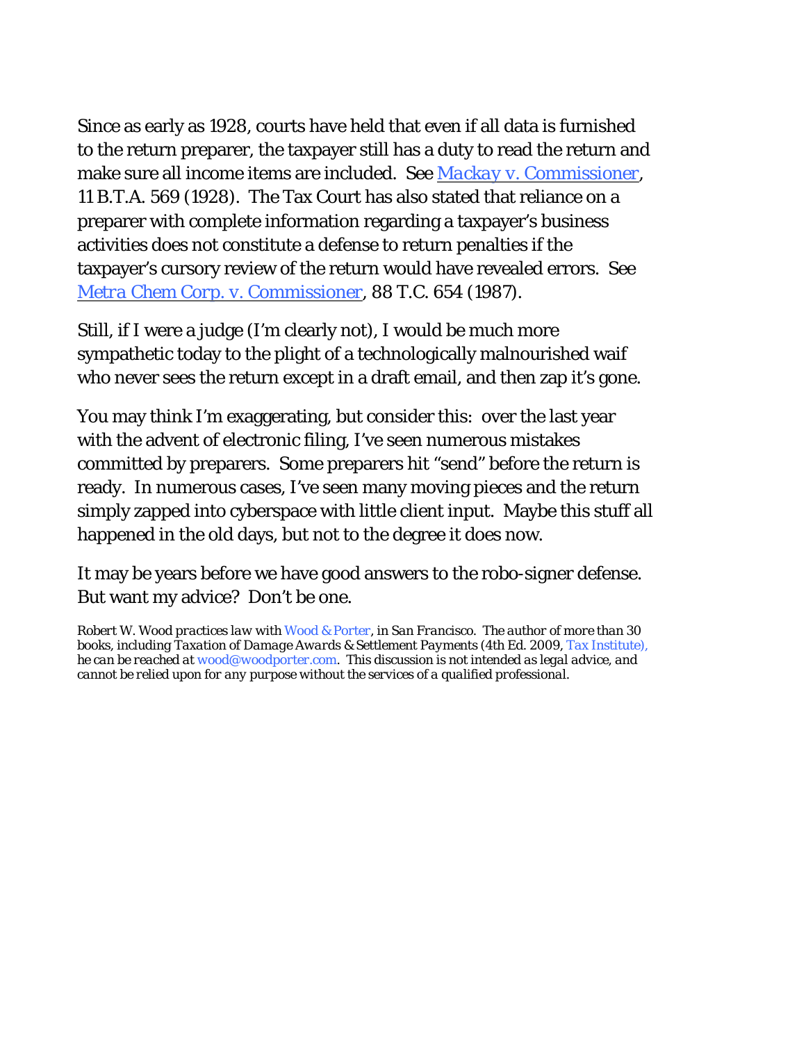Since as early as 1928, courts have held that even if all data is furnished to the return preparer, the taxpayer still has a duty to read the return and make sure all income items are included. See *Mackay v. Commissioner*, 11 B.T.A. 569 (1928). The Tax Court has also stated that reliance on a preparer with complete information regarding a taxpayer's business activities does not constitute a defense to return penalties if the taxpayer's cursory review of the return would have revealed errors. See *Metra Chem Corp. v. Commissioner*, 88 T.C. 654 (1987).

Still, if I were a judge (I'm clearly not), I would be much more sympathetic today to the plight of a technologically malnourished waif who never sees the return except in a draft email, and then zap it's gone.

You may think I'm exaggerating, but consider this: over the last year with the advent of electronic filing, I've seen numerous mistakes committed by preparers. Some preparers hit "send" before the return is ready. In numerous cases, I've seen many moving pieces and the return simply zapped into cyberspace with little client input. Maybe this stuff all happened in the old days, but not to the degree it does now.

It may be years before we have good answers to the robo-signer defense. But want my advice? Don't be one.

*Robert W. Wood practices law with Wood & Porter, in San Francisco. The author of more than 30 books, including Taxation of Damage Awards & Settlement Payments (4th Ed. 2009, Tax Institute), he can be reached at wood@woodporter.com. This discussion is not intended as legal advice, and cannot be relied upon for any purpose without the services of a qualified professional.*